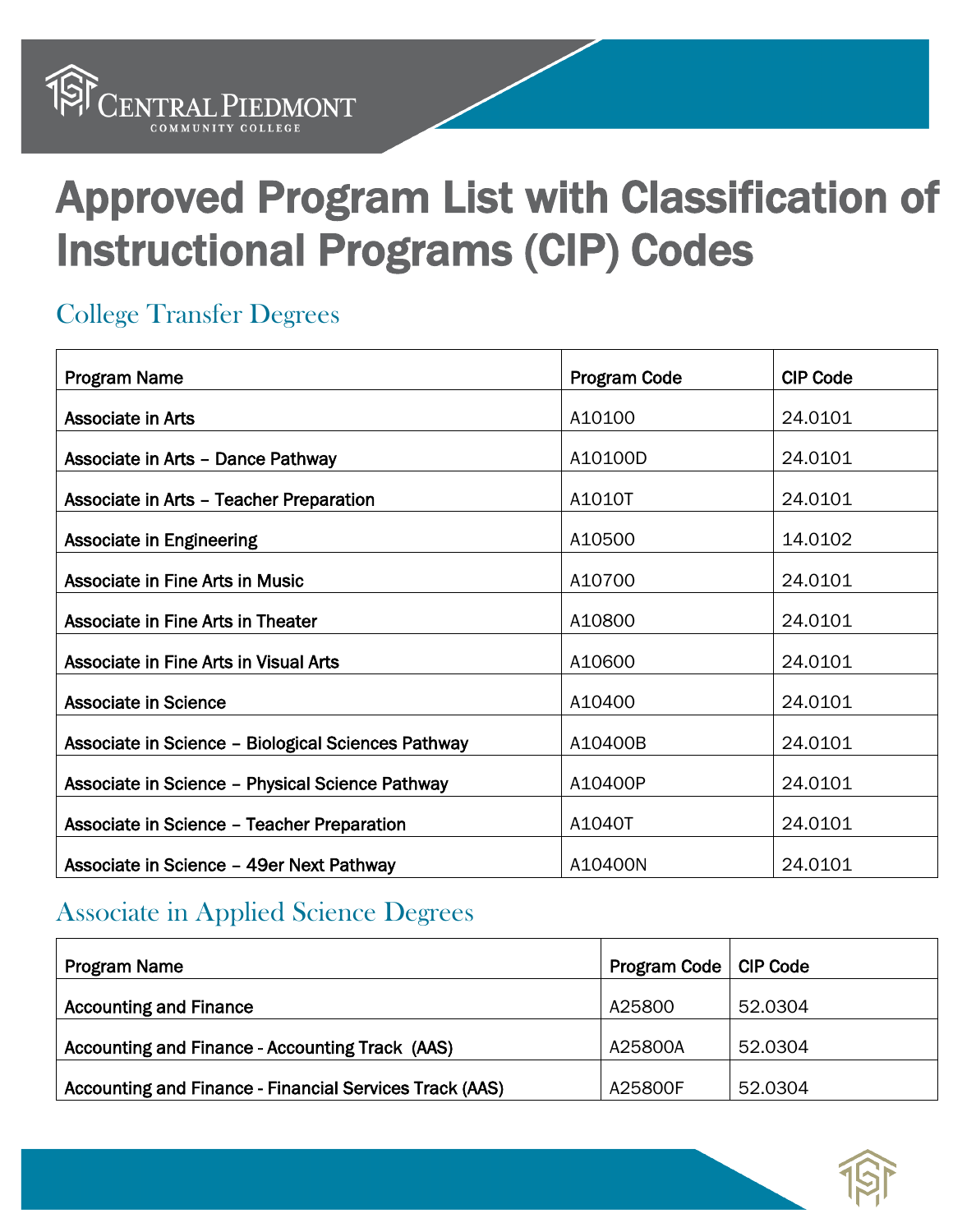# Approved Program List with Classification of Instructional Programs (CIP) Codes

## College Transfer Degrees

| Program Name | Program Code | CIP Code |
|---|---|---|
| Associate in Arts | A10100 | 24.0101 |
| Associate in Arts – Dance Pathway | A10100D | 24.0101 |
| Associate in Arts – Teacher Preparation | A1010T | 24.0101 |
| Associate in Engineering | A10500 | 14.0102 |
| Associate in Fine Arts in Music | A10700 | 24.0101 |
| Associate in Fine Arts in Theater | A10800 | 24.0101 |
| Associate in Fine Arts in Visual Arts | A10600 | 24.0101 |
| Associate in Science | A10400 | 24.0101 |
| Associate in Science – Biological Sciences Pathway | A10400B | 24.0101 |
| Associate in Science – Physical Science Pathway | A10400P | 24.0101 |
| Associate in Science – Teacher Preparation | A1040T | 24.0101 |
| Associate in Science – 49er Next Pathway | A10400N | 24.0101 |

## Associate in Applied Science Degrees

| Program Name | Program Code | CIP Code |
|---|---|---|
| Accounting and Finance | A25800 | 52.0304 |
| Accounting and Finance - Accounting Track (AAS) | A25800A | 52.0304 |
| Accounting and Finance - Financial Services Track (AAS) | A25800F | 52.0304 |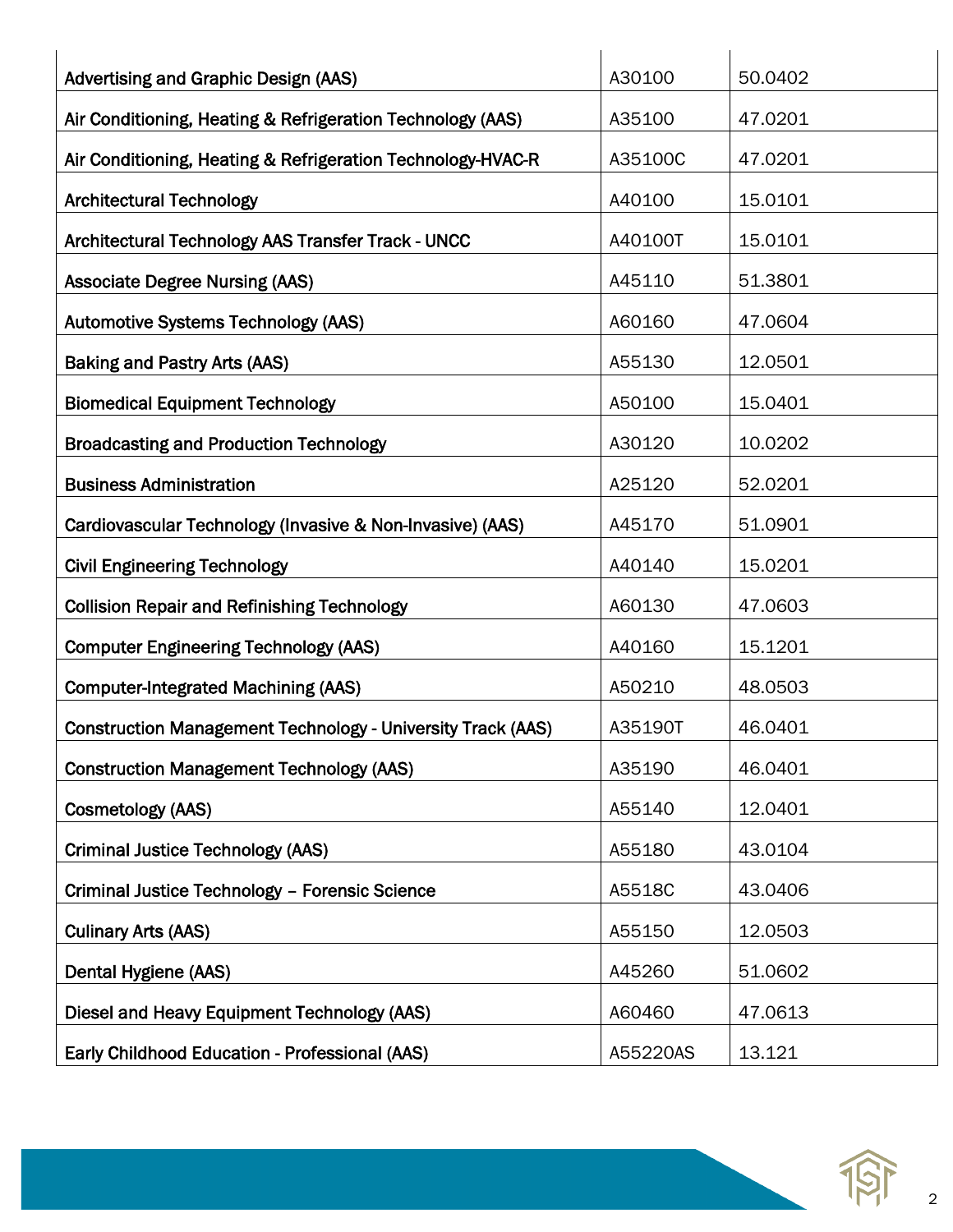| | | |
|---|---|---|
| Advertising and Graphic Design (AAS) | A30100 | 50.0402 |
| Air Conditioning, Heating & Refrigeration Technology (AAS) | A35100 | 47.0201 |
| Air Conditioning, Heating & Refrigeration Technology-HVAC-R | A35100C | 47.0201 |
| Architectural Technology | A40100 | 15.0101 |
| Architectural Technology AAS Transfer Track - UNCC | A40100T | 15.0101 |
| Associate Degree Nursing (AAS) | A45110 | 51.3801 |
| Automotive Systems Technology (AAS) | A60160 | 47.0604 |
| Baking and Pastry Arts (AAS) | A55130 | 12.0501 |
| Biomedical Equipment Technology | A50100 | 15.0401 |
| Broadcasting and Production Technology | A30120 | 10.0202 |
| Business Administration | A25120 | 52.0201 |
| Cardiovascular Technology (Invasive & Non-Invasive) (AAS) | A45170 | 51.0901 |
| Civil Engineering Technology | A40140 | 15.0201 |
| Collision Repair and Refinishing Technology | A60130 | 47.0603 |
| Computer Engineering Technology (AAS) | A40160 | 15.1201 |
| Computer-Integrated Machining (AAS) | A50210 | 48.0503 |
| Construction Management Technology - University Track (AAS) | A35190T | 46.0401 |
| Construction Management Technology (AAS) | A35190 | 46.0401 |
| Cosmetology (AAS) | A55140 | 12.0401 |
| Criminal Justice Technology (AAS) | A55180 | 43.0104 |
| Criminal Justice Technology – Forensic Science | A5518C | 43.0406 |
| Culinary Arts (AAS) | A55150 | 12.0503 |
| Dental Hygiene (AAS) | A45260 | 51.0602 |
| Diesel and Heavy Equipment Technology (AAS) | A60460 | 47.0613 |
| Early Childhood Education - Professional (AAS) | A55220AS | 13.121 |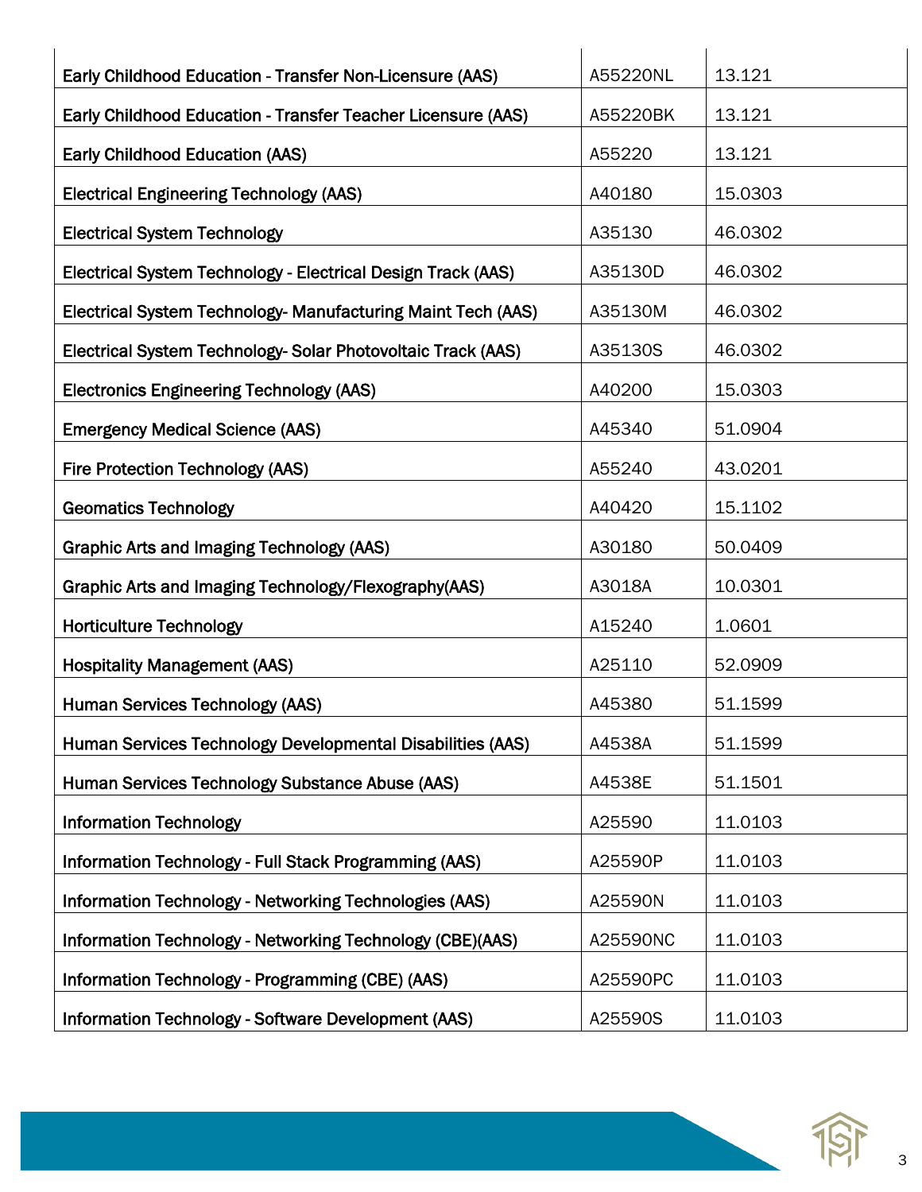| | | |
|---|---|---|
| Early Childhood Education - Transfer Non-Licensure (AAS) | A55220NL | 13.121 |
| Early Childhood Education - Transfer Teacher Licensure (AAS) | A55220BK | 13.121 |
| Early Childhood Education (AAS) | A55220 | 13.121 |
| Electrical Engineering Technology (AAS) | A40180 | 15.0303 |
| Electrical System Technology | A35130 | 46.0302 |
| Electrical System Technology - Electrical Design Track (AAS) | A35130D | 46.0302 |
| Electrical System Technology- Manufacturing Maint Tech (AAS) | A35130M | 46.0302 |
| Electrical System Technology- Solar Photovoltaic Track (AAS) | A35130S | 46.0302 |
| Electronics Engineering Technology (AAS) | A40200 | 15.0303 |
| Emergency Medical Science (AAS) | A45340 | 51.0904 |
| Fire Protection Technology (AAS) | A55240 | 43.0201 |
| Geomatics Technology | A40420 | 15.1102 |
| Graphic Arts and Imaging Technology (AAS) | A30180 | 50.0409 |
| Graphic Arts and Imaging Technology/Flexography(AAS) | A3018A | 10.0301 |
| Horticulture Technology | A15240 | 1.0601 |
| Hospitality Management (AAS) | A25110 | 52.0909 |
| Human Services Technology (AAS) | A45380 | 51.1599 |
| Human Services Technology Developmental Disabilities (AAS) | A4538A | 51.1599 |
| Human Services Technology Substance Abuse (AAS) | A4538E | 51.1501 |
| Information Technology | A25590 | 11.0103 |
| Information Technology - Full Stack Programming (AAS) | A25590P | 11.0103 |
| Information Technology - Networking Technologies (AAS) | A25590N | 11.0103 |
| Information Technology - Networking Technology (CBE)(AAS) | A25590NC | 11.0103 |
| Information Technology - Programming (CBE) (AAS) | A25590PC | 11.0103 |
| Information Technology - Software Development (AAS) | A25590S | 11.0103 |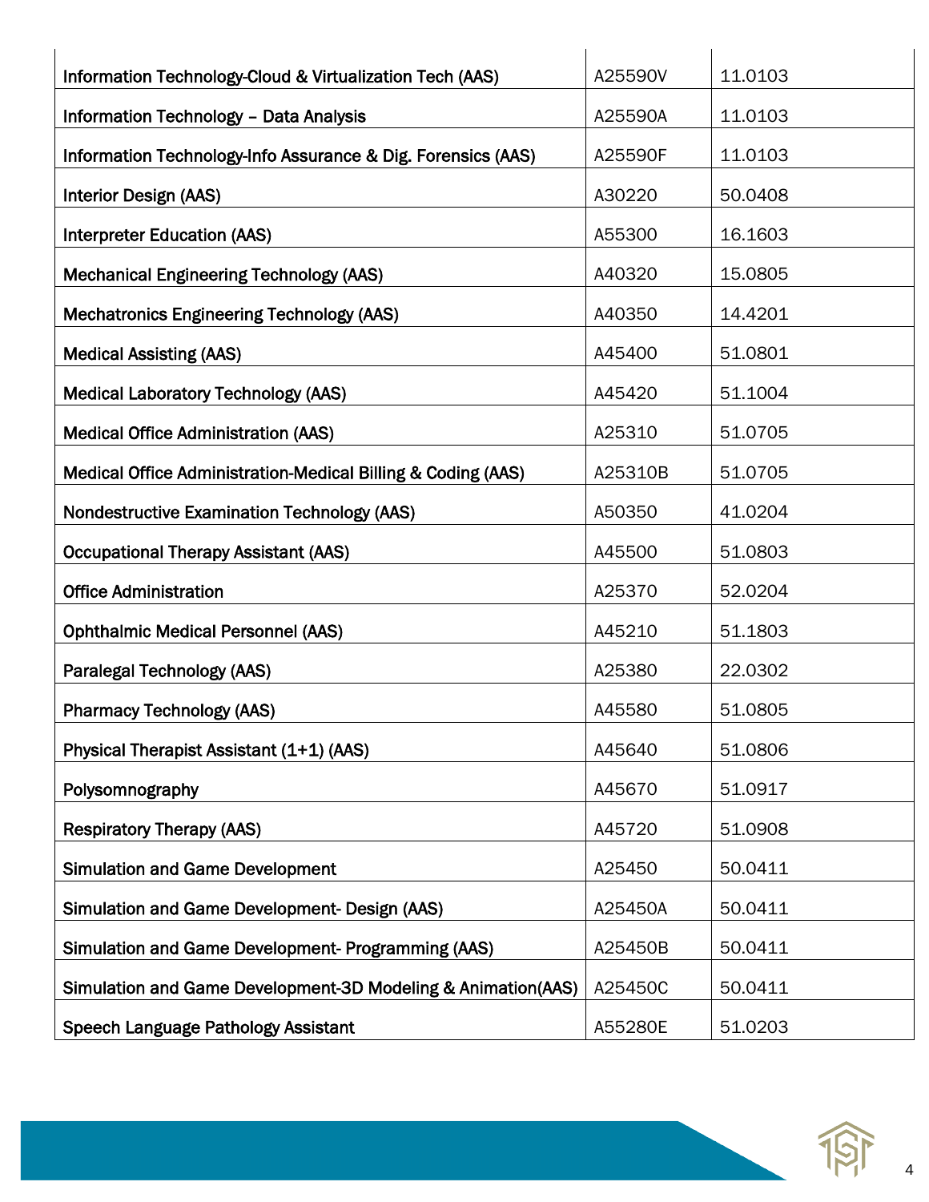| | | |
|---|---|---|
| Information Technology-Cloud & Virtualization Tech (AAS) | A25590V | 11.0103 |
| Information Technology – Data Analysis | A25590A | 11.0103 |
| Information Technology-Info Assurance & Dig. Forensics (AAS) | A25590F | 11.0103 |
| Interior Design (AAS) | A30220 | 50.0408 |
| Interpreter Education (AAS) | A55300 | 16.1603 |
| Mechanical Engineering Technology (AAS) | A40320 | 15.0805 |
| Mechatronics Engineering Technology (AAS) | A40350 | 14.4201 |
| Medical Assisting (AAS) | A45400 | 51.0801 |
| Medical Laboratory Technology (AAS) | A45420 | 51.1004 |
| Medical Office Administration (AAS) | A25310 | 51.0705 |
| Medical Office Administration-Medical Billing & Coding (AAS) | A25310B | 51.0705 |
| Nondestructive Examination Technology (AAS) | A50350 | 41.0204 |
| Occupational Therapy Assistant (AAS) | A45500 | 51.0803 |
| Office Administration | A25370 | 52.0204 |
| Ophthalmic Medical Personnel (AAS) | A45210 | 51.1803 |
| Paralegal Technology (AAS) | A25380 | 22.0302 |
| Pharmacy Technology (AAS) | A45580 | 51.0805 |
| Physical Therapist Assistant (1+1) (AAS) | A45640 | 51.0806 |
| Polysomnography | A45670 | 51.0917 |
| Respiratory Therapy (AAS) | A45720 | 51.0908 |
| Simulation and Game Development | A25450 | 50.0411 |
| Simulation and Game Development- Design (AAS) | A25450A | 50.0411 |
| Simulation and Game Development- Programming (AAS) | A25450B | 50.0411 |
| Simulation and Game Development-3D Modeling & Animation(AAS) | A25450C | 50.0411 |
| Speech Language Pathology Assistant | A55280E | 51.0203 |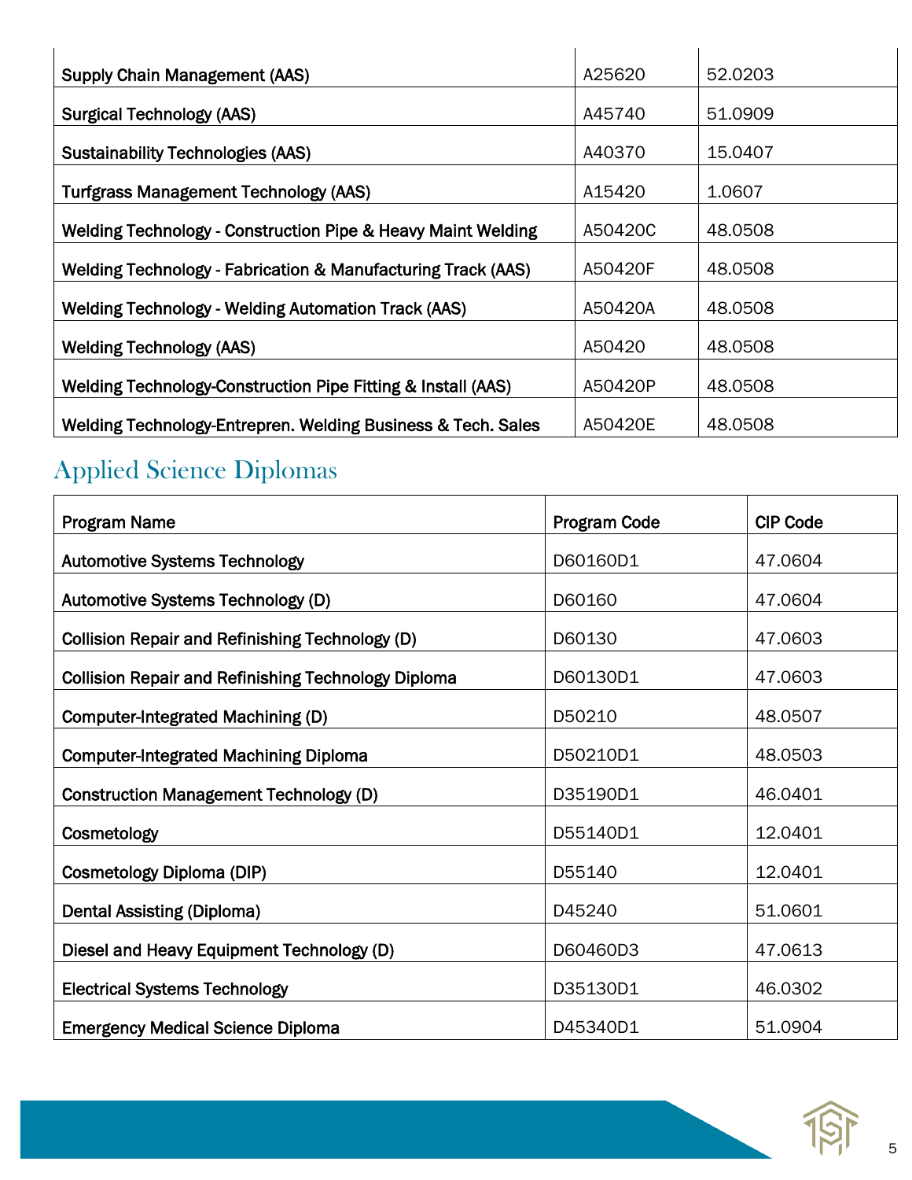| | | |
|---|---|---|
| Supply Chain Management (AAS) | A25620 | 52.0203 |
| Surgical Technology (AAS) | A45740 | 51.0909 |
| Sustainability Technologies (AAS) | A40370 | 15.0407 |
| Turfgrass Management Technology (AAS) | A15420 | 1.0607 |
| Welding Technology - Construction Pipe & Heavy Maint Welding | A50420C | 48.0508 |
| Welding Technology - Fabrication & Manufacturing Track (AAS) | A50420F | 48.0508 |
| Welding Technology - Welding Automation Track (AAS) | A50420A | 48.0508 |
| Welding Technology (AAS) | A50420 | 48.0508 |
| Welding Technology-Construction Pipe Fitting & Install (AAS) | A50420P | 48.0508 |
| Welding Technology-Entrepren. Welding Business & Tech. Sales | A50420E | 48.0508 |

## Applied Science Diplomas

| Program Name | Program Code | CIP Code |
|---|---|---|
| Automotive Systems Technology | D60160D1 | 47.0604 |
| Automotive Systems Technology (D) | D60160 | 47.0604 |
| Collision Repair and Refinishing Technology (D) | D60130 | 47.0603 |
| Collision Repair and Refinishing Technology Diploma | D60130D1 | 47.0603 |
| Computer-Integrated Machining (D) | D50210 | 48.0507 |
| Computer-Integrated Machining Diploma | D50210D1 | 48.0503 |
| Construction Management Technology (D) | D35190D1 | 46.0401 |
| Cosmetology | D55140D1 | 12.0401 |
| Cosmetology Diploma (DIP) | D55140 | 12.0401 |
| Dental Assisting (Diploma) | D45240 | 51.0601 |
| Diesel and Heavy Equipment Technology (D) | D60460D3 | 47.0613 |
| Electrical Systems Technology | D35130D1 | 46.0302 |
| Emergency Medical Science Diploma | D45340D1 | 51.0904 |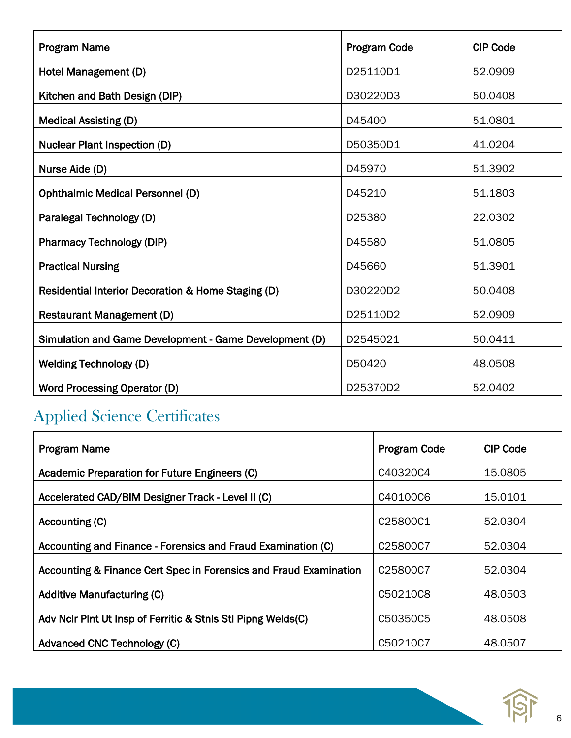| Program Name | Program Code | CIP Code |
|---|---|---|
| Hotel Management (D) | D25110D1 | 52.0909 |
| Kitchen and Bath Design (DIP) | D30220D3 | 50.0408 |
| Medical Assisting (D) | D45400 | 51.0801 |
| Nuclear Plant Inspection (D) | D50350D1 | 41.0204 |
| Nurse Aide (D) | D45970 | 51.3902 |
| Ophthalmic Medical Personnel (D) | D45210 | 51.1803 |
| Paralegal Technology (D) | D25380 | 22.0302 |
| Pharmacy Technology (DIP) | D45580 | 51.0805 |
| Practical Nursing | D45660 | 51.3901 |
| Residential Interior Decoration & Home Staging (D) | D30220D2 | 50.0408 |
| Restaurant Management (D) | D25110D2 | 52.0909 |
| Simulation and Game Development - Game Development (D) | D2545021 | 50.0411 |
| Welding Technology (D) | D50420 | 48.0508 |
| Word Processing Operator (D) | D25370D2 | 52.0402 |

## Applied Science Certificates

| Program Name | Program Code | CIP Code |
|---|---|---|
| Academic Preparation for Future Engineers (C) | C40320C4 | 15.0805 |
| Accelerated CAD/BIM Designer Track - Level II (C) | C40100C6 | 15.0101 |
| Accounting (C) | C25800C1 | 52.0304 |
| Accounting and Finance - Forensics and Fraud Examination (C) | C25800C7 | 52.0304 |
| Accounting & Finance Cert Spec in Forensics and Fraud Examination | C25800C7 | 52.0304 |
| Additive Manufacturing (C) | C50210C8 | 48.0503 |
| Adv Nclr Plnt Ut Insp of Ferritic & Stnls Stl Pipng Welds(C) | C50350C5 | 48.0508 |
| Advanced CNC Technology (C) | C50210C7 | 48.0507 |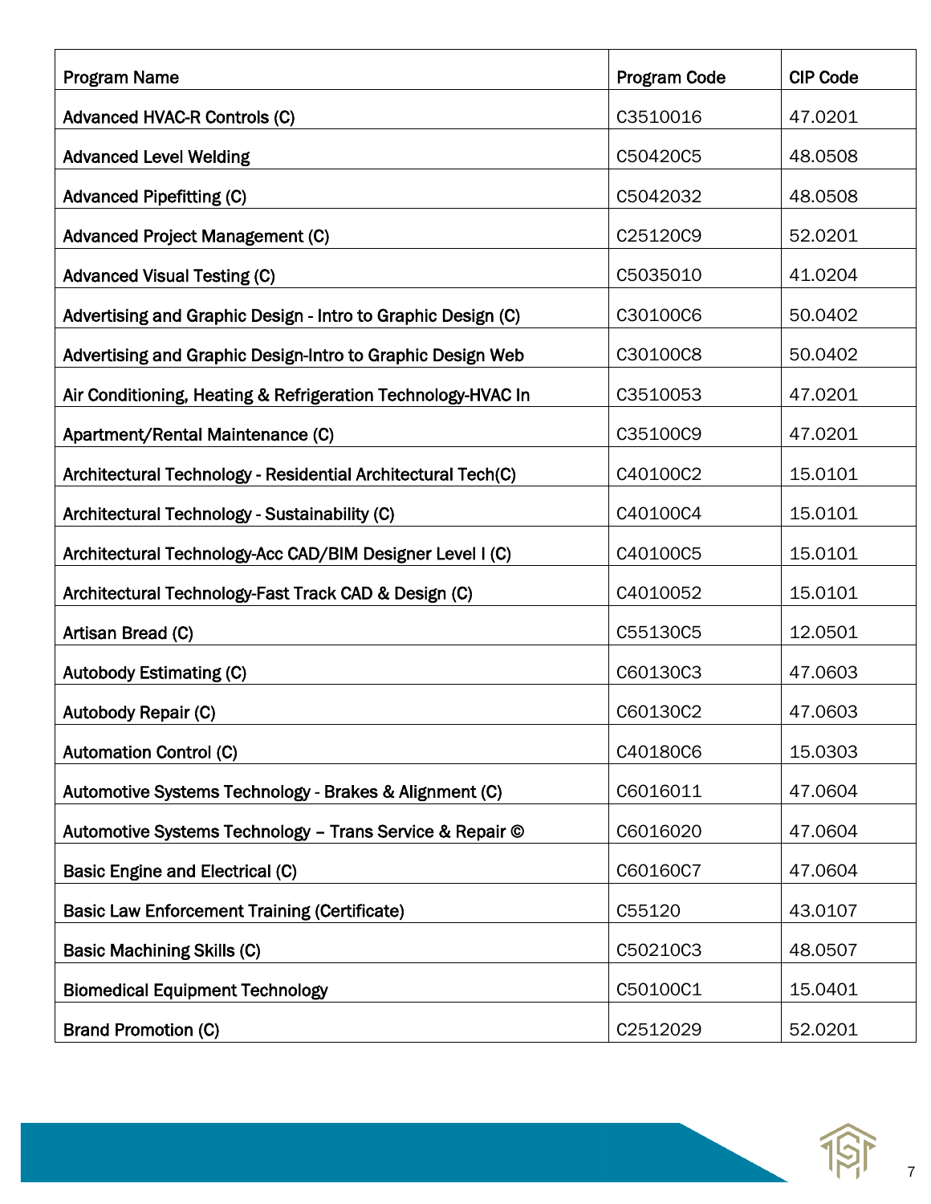| Program Name | Program Code | CIP Code |
|---|---|---|
| Advanced HVAC-R Controls (C) | C3510016 | 47.0201 |
| Advanced Level Welding | C50420C5 | 48.0508 |
| Advanced Pipefitting (C) | C5042032 | 48.0508 |
| Advanced Project Management (C) | C25120C9 | 52.0201 |
| Advanced Visual Testing (C) | C5035010 | 41.0204 |
| Advertising and Graphic Design - Intro to Graphic Design (C) | C30100C6 | 50.0402 |
| Advertising and Graphic Design-Intro to Graphic Design Web | C30100C8 | 50.0402 |
| Air Conditioning, Heating & Refrigeration Technology-HVAC In | C3510053 | 47.0201 |
| Apartment/Rental Maintenance (C) | C35100C9 | 47.0201 |
| Architectural Technology - Residential Architectural Tech(C) | C40100C2 | 15.0101 |
| Architectural Technology - Sustainability (C) | C40100C4 | 15.0101 |
| Architectural Technology-Acc CAD/BIM Designer Level I (C) | C40100C5 | 15.0101 |
| Architectural Technology-Fast Track CAD & Design (C) | C4010052 | 15.0101 |
| Artisan Bread (C) | C55130C5 | 12.0501 |
| Autobody Estimating (C) | C60130C3 | 47.0603 |
| Autobody Repair (C) | C60130C2 | 47.0603 |
| Automation Control (C) | C40180C6 | 15.0303 |
| Automotive Systems Technology - Brakes & Alignment (C) | C6016011 | 47.0604 |
| Automotive Systems Technology – Trans Service & Repair © | C6016020 | 47.0604 |
| Basic Engine and Electrical (C) | C60160C7 | 47.0604 |
| Basic Law Enforcement Training (Certificate) | C55120 | 43.0107 |
| Basic Machining Skills (C) | C50210C3 | 48.0507 |
| Biomedical Equipment Technology | C50100C1 | 15.0401 |
| Brand Promotion (C) | C2512029 | 52.0201 |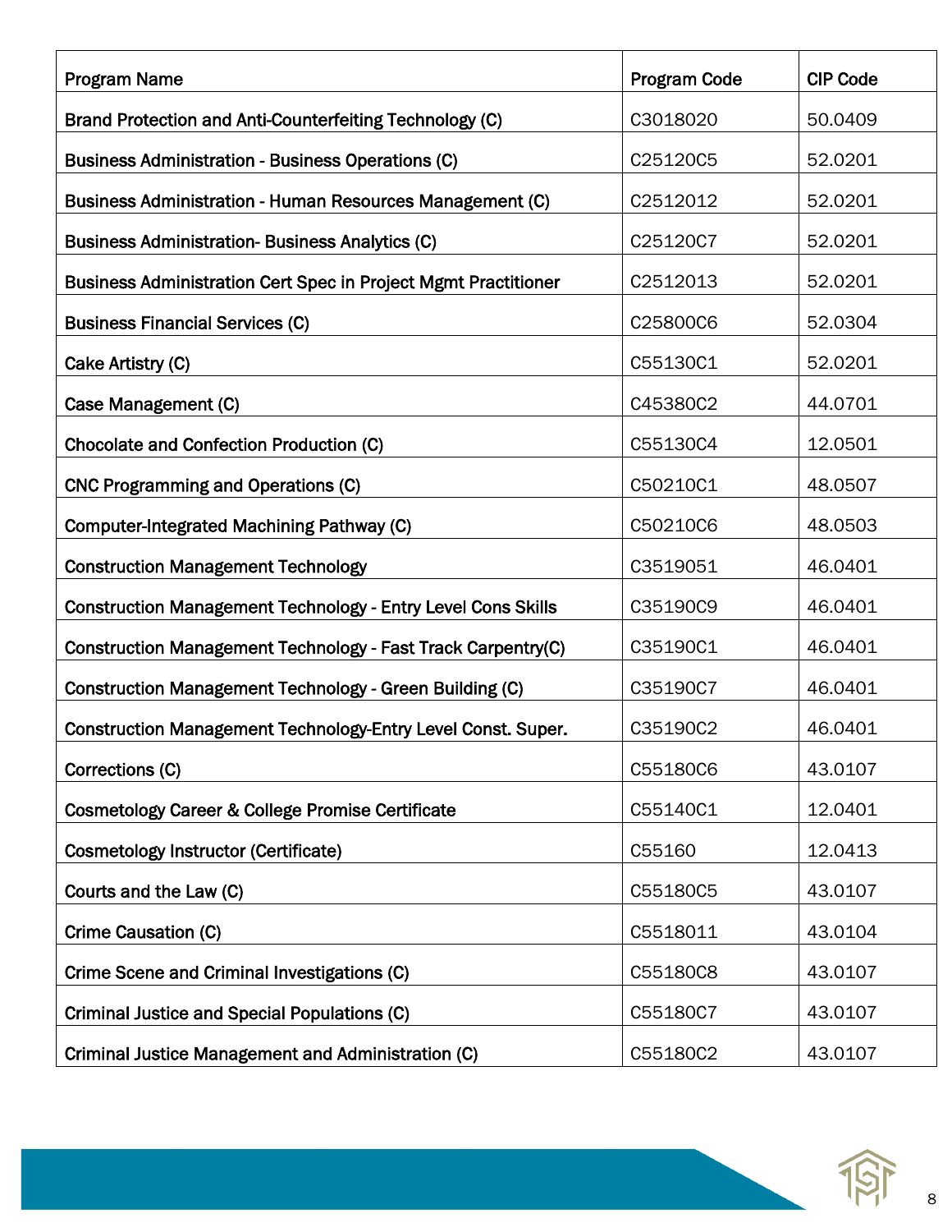| Program Name | Program Code | CIP Code |
|---|---|---|
| Brand Protection and Anti-Counterfeiting Technology (C) | C3018020 | 50.0409 |
| Business Administration - Business Operations (C) | C25120C5 | 52.0201 |
| Business Administration - Human Resources Management (C) | C2512012 | 52.0201 |
| Business Administration- Business Analytics (C) | C25120C7 | 52.0201 |
| Business Administration Cert Spec in Project Mgmt Practitioner | C2512013 | 52.0201 |
| Business Financial Services (C) | C25800C6 | 52.0304 |
| Cake Artistry (C) | C55130C1 | 52.0201 |
| Case Management (C) | C45380C2 | 44.0701 |
| Chocolate and Confection Production (C) | C55130C4 | 12.0501 |
| CNC Programming and Operations (C) | C50210C1 | 48.0507 |
| Computer-Integrated Machining Pathway (C) | C50210C6 | 48.0503 |
| Construction Management Technology | C3519051 | 46.0401 |
| Construction Management Technology - Entry Level Cons Skills | C35190C9 | 46.0401 |
| Construction Management Technology - Fast Track Carpentry(C) | C35190C1 | 46.0401 |
| Construction Management Technology - Green Building (C) | C35190C7 | 46.0401 |
| Construction Management Technology-Entry Level Const. Super. | C35190C2 | 46.0401 |
| Corrections (C) | C55180C6 | 43.0107 |
| Cosmetology Career & College Promise Certificate | C55140C1 | 12.0401 |
| Cosmetology Instructor (Certificate) | C55160 | 12.0413 |
| Courts and the Law (C) | C55180C5 | 43.0107 |
| Crime Causation (C) | C5518011 | 43.0104 |
| Crime Scene and Criminal Investigations (C) | C55180C8 | 43.0107 |
| Criminal Justice and Special Populations (C) | C55180C7 | 43.0107 |
| Criminal Justice Management and Administration (C) | C55180C2 | 43.0107 |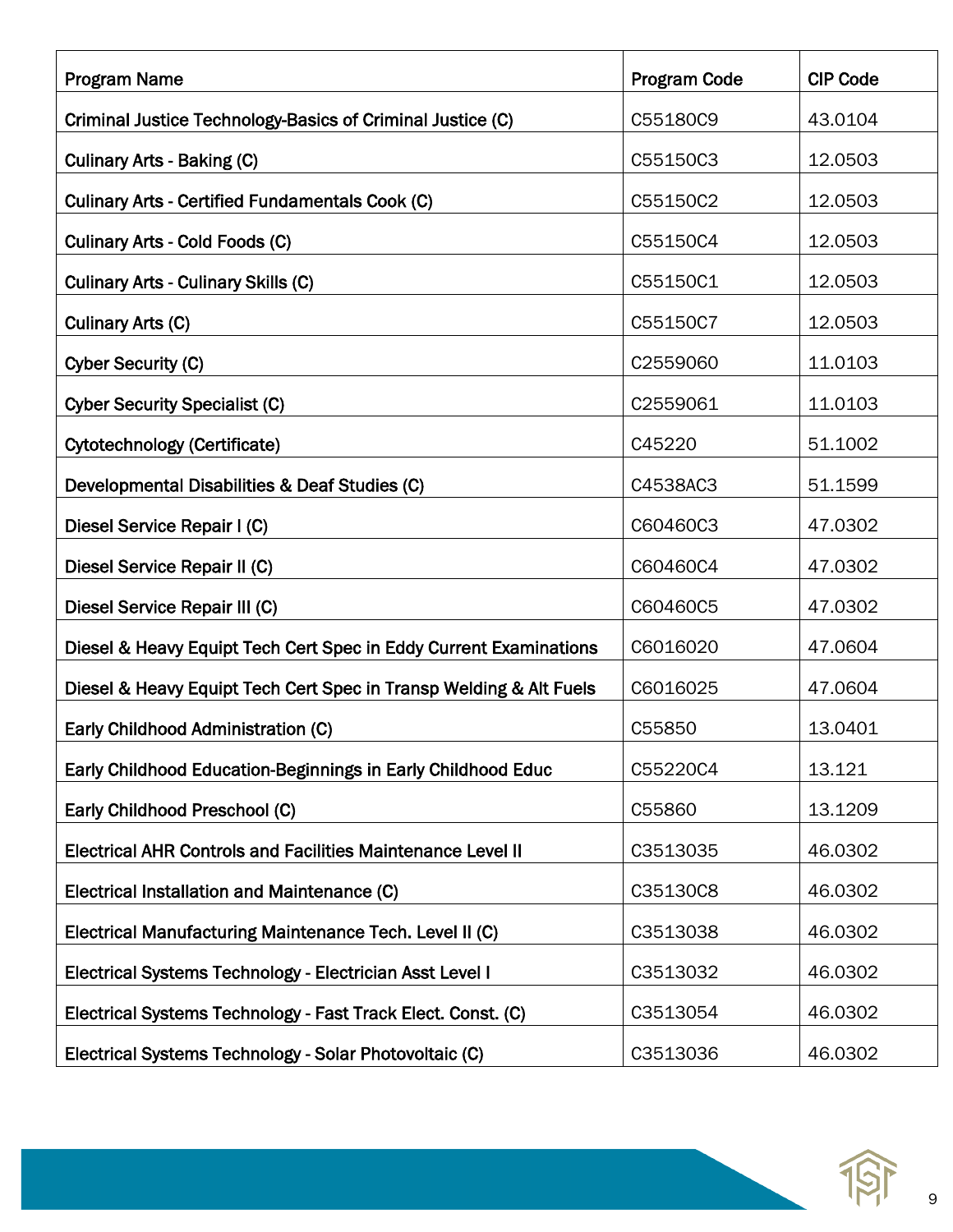| Program Name | Program Code | CIP Code |
|---|---|---|
| Criminal Justice Technology-Basics of Criminal Justice (C) | C55180C9 | 43.0104 |
| Culinary Arts - Baking (C) | C55150C3 | 12.0503 |
| Culinary Arts - Certified Fundamentals Cook (C) | C55150C2 | 12.0503 |
| Culinary Arts - Cold Foods (C) | C55150C4 | 12.0503 |
| Culinary Arts - Culinary Skills (C) | C55150C1 | 12.0503 |
| Culinary Arts (C) | C55150C7 | 12.0503 |
| Cyber Security (C) | C2559060 | 11.0103 |
| Cyber Security Specialist (C) | C2559061 | 11.0103 |
| Cytotechnology (Certificate) | C45220 | 51.1002 |
| Developmental Disabilities & Deaf Studies (C) | C4538AC3 | 51.1599 |
| Diesel Service Repair I (C) | C60460C3 | 47.0302 |
| Diesel Service Repair II (C) | C60460C4 | 47.0302 |
| Diesel Service Repair III (C) | C60460C5 | 47.0302 |
| Diesel & Heavy Equipt Tech Cert Spec in Eddy Current Examinations | C6016020 | 47.0604 |
| Diesel & Heavy Equipt Tech Cert Spec in Transp Welding & Alt Fuels | C6016025 | 47.0604 |
| Early Childhood Administration (C) | C55850 | 13.0401 |
| Early Childhood Education-Beginnings in Early Childhood Educ | C55220C4 | 13.121 |
| Early Childhood Preschool (C) | C55860 | 13.1209 |
| Electrical AHR Controls and Facilities Maintenance Level II | C3513035 | 46.0302 |
| Electrical Installation and Maintenance (C) | C35130C8 | 46.0302 |
| Electrical Manufacturing Maintenance Tech. Level II (C) | C3513038 | 46.0302 |
| Electrical Systems Technology - Electrician Asst Level I | C3513032 | 46.0302 |
| Electrical Systems Technology - Fast Track Elect. Const. (C) | C3513054 | 46.0302 |
| Electrical Systems Technology - Solar Photovoltaic (C) | C3513036 | 46.0302 |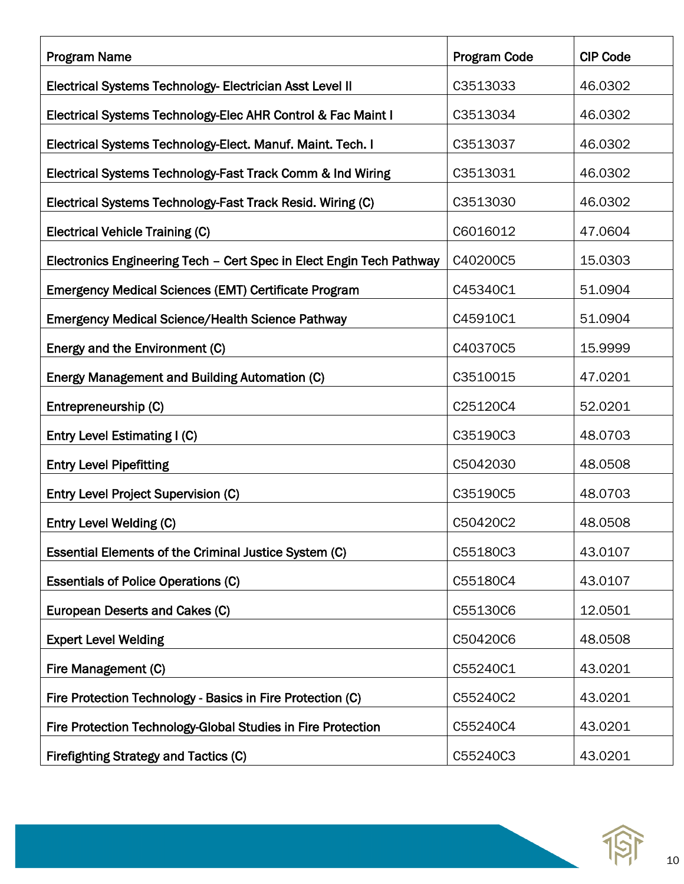| Program Name | Program Code | CIP Code |
| --- | --- | --- |
| Electrical Systems Technology- Electrician Asst Level II | C3513033 | 46.0302 |
| Electrical Systems Technology-Elec AHR Control & Fac Maint I | C3513034 | 46.0302 |
| Electrical Systems Technology-Elect. Manuf. Maint. Tech. I | C3513037 | 46.0302 |
| Electrical Systems Technology-Fast Track Comm & Ind Wiring | C3513031 | 46.0302 |
| Electrical Systems Technology-Fast Track Resid. Wiring (C) | C3513030 | 46.0302 |
| Electrical Vehicle Training (C) | C6016012 | 47.0604 |
| Electronics Engineering Tech – Cert Spec in Elect Engin Tech Pathway | C40200C5 | 15.0303 |
| Emergency Medical Sciences (EMT) Certificate Program | C45340C1 | 51.0904 |
| Emergency Medical Science/Health Science Pathway | C45910C1 | 51.0904 |
| Energy and the Environment (C) | C40370C5 | 15.9999 |
| Energy Management and Building Automation (C) | C3510015 | 47.0201 |
| Entrepreneurship (C) | C25120C4 | 52.0201 |
| Entry Level Estimating I (C) | C35190C3 | 48.0703 |
| Entry Level Pipefitting | C5042030 | 48.0508 |
| Entry Level Project Supervision (C) | C35190C5 | 48.0703 |
| Entry Level Welding (C) | C50420C2 | 48.0508 |
| Essential Elements of the Criminal Justice System (C) | C55180C3 | 43.0107 |
| Essentials of Police Operations (C) | C55180C4 | 43.0107 |
| European Deserts and Cakes (C) | C55130C6 | 12.0501 |
| Expert Level Welding | C50420C6 | 48.0508 |
| Fire Management (C) | C55240C1 | 43.0201 |
| Fire Protection Technology - Basics in Fire Protection (C) | C55240C2 | 43.0201 |
| Fire Protection Technology-Global Studies in Fire Protection | C55240C4 | 43.0201 |
| Firefighting Strategy and Tactics (C) | C55240C3 | 43.0201 |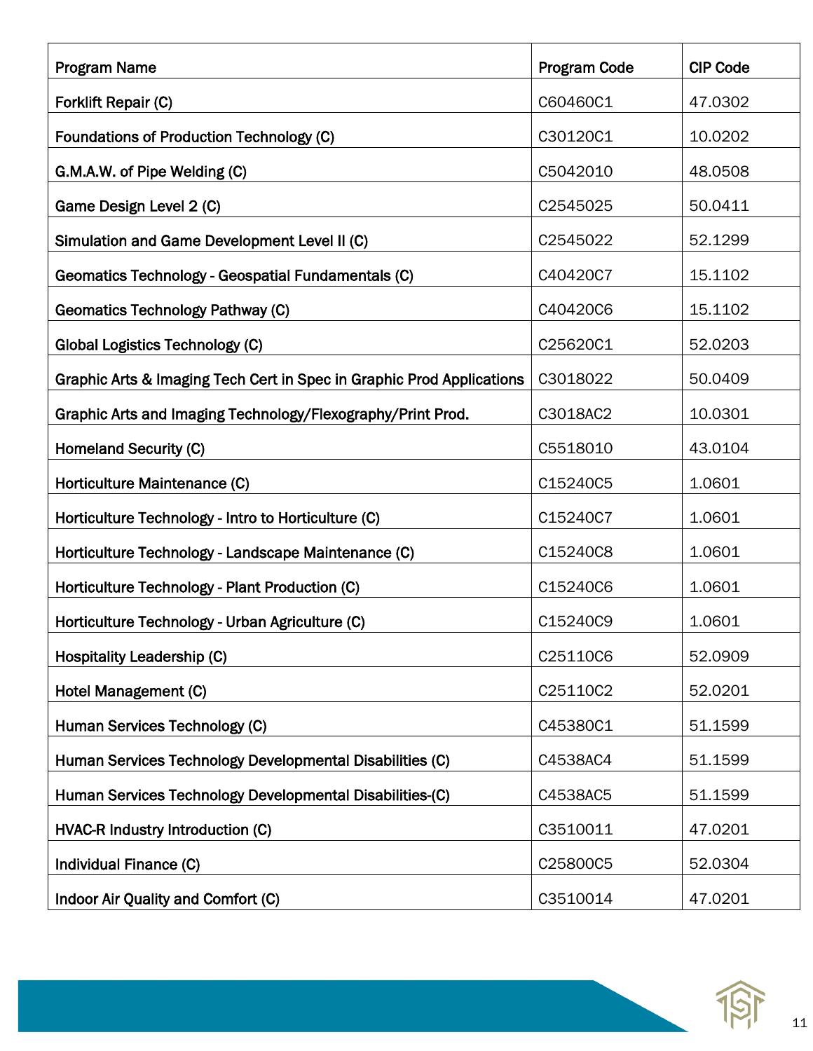| Program Name | Program Code | CIP Code |
|---|---|---|
| Forklift Repair (C) | C60460C1 | 47.0302 |
| Foundations of Production Technology (C) | C30120C1 | 10.0202 |
| G.M.A.W. of Pipe Welding (C) | C5042010 | 48.0508 |
| Game Design Level 2 (C) | C2545025 | 50.0411 |
| Simulation and Game Development Level II (C) | C2545022 | 52.1299 |
| Geomatics Technology - Geospatial Fundamentals (C) | C40420C7 | 15.1102 |
| Geomatics Technology Pathway (C) | C40420C6 | 15.1102 |
| Global Logistics Technology (C) | C25620C1 | 52.0203 |
| Graphic Arts & Imaging Tech Cert in Spec in Graphic Prod Applications | C3018022 | 50.0409 |
| Graphic Arts and Imaging Technology/Flexography/Print Prod. | C3018AC2 | 10.0301 |
| Homeland Security (C) | C5518010 | 43.0104 |
| Horticulture Maintenance (C) | C15240C5 | 1.0601 |
| Horticulture Technology - Intro to Horticulture (C) | C15240C7 | 1.0601 |
| Horticulture Technology - Landscape Maintenance (C) | C15240C8 | 1.0601 |
| Horticulture Technology - Plant Production (C) | C15240C6 | 1.0601 |
| Horticulture Technology - Urban Agriculture (C) | C15240C9 | 1.0601 |
| Hospitality Leadership (C) | C25110C6 | 52.0909 |
| Hotel Management (C) | C25110C2 | 52.0201 |
| Human Services Technology (C) | C45380C1 | 51.1599 |
| Human Services Technology Developmental Disabilities (C) | C4538AC4 | 51.1599 |
| Human Services Technology Developmental Disabilities-(C) | C4538AC5 | 51.1599 |
| HVAC-R Industry Introduction (C) | C3510011 | 47.0201 |
| Individual Finance (C) | C25800C5 | 52.0304 |
| Indoor Air Quality and Comfort (C) | C3510014 | 47.0201 |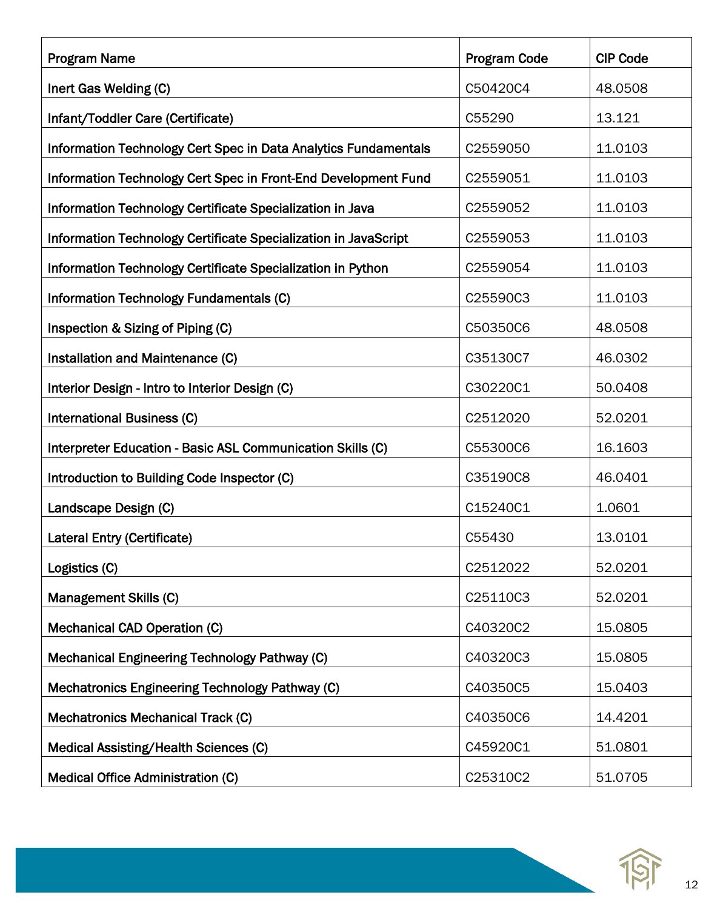| Program Name | Program Code | CIP Code |
| --- | --- | --- |
| Inert Gas Welding (C) | C50420C4 | 48.0508 |
| Infant/Toddler Care (Certificate) | C55290 | 13.121 |
| Information Technology Cert Spec in Data Analytics Fundamentals | C2559050 | 11.0103 |
| Information Technology Cert Spec in Front-End Development Fund | C2559051 | 11.0103 |
| Information Technology Certificate Specialization in Java | C2559052 | 11.0103 |
| Information Technology Certificate Specialization in JavaScript | C2559053 | 11.0103 |
| Information Technology Certificate Specialization in Python | C2559054 | 11.0103 |
| Information Technology Fundamentals (C) | C25590C3 | 11.0103 |
| Inspection & Sizing of Piping (C) | C50350C6 | 48.0508 |
| Installation and Maintenance (C) | C35130C7 | 46.0302 |
| Interior Design - Intro to Interior Design (C) | C30220C1 | 50.0408 |
| International Business (C) | C2512020 | 52.0201 |
| Interpreter Education - Basic ASL Communication Skills (C) | C55300C6 | 16.1603 |
| Introduction to Building Code Inspector (C) | C35190C8 | 46.0401 |
| Landscape Design (C) | C15240C1 | 1.0601 |
| Lateral Entry (Certificate) | C55430 | 13.0101 |
| Logistics (C) | C2512022 | 52.0201 |
| Management Skills (C) | C25110C3 | 52.0201 |
| Mechanical CAD Operation (C) | C40320C2 | 15.0805 |
| Mechanical Engineering Technology Pathway (C) | C40320C3 | 15.0805 |
| Mechatronics Engineering Technology Pathway (C) | C40350C5 | 15.0403 |
| Mechatronics Mechanical Track (C) | C40350C6 | 14.4201 |
| Medical Assisting/Health Sciences (C) | C45920C1 | 51.0801 |
| Medical Office Administration (C) | C25310C2 | 51.0705 |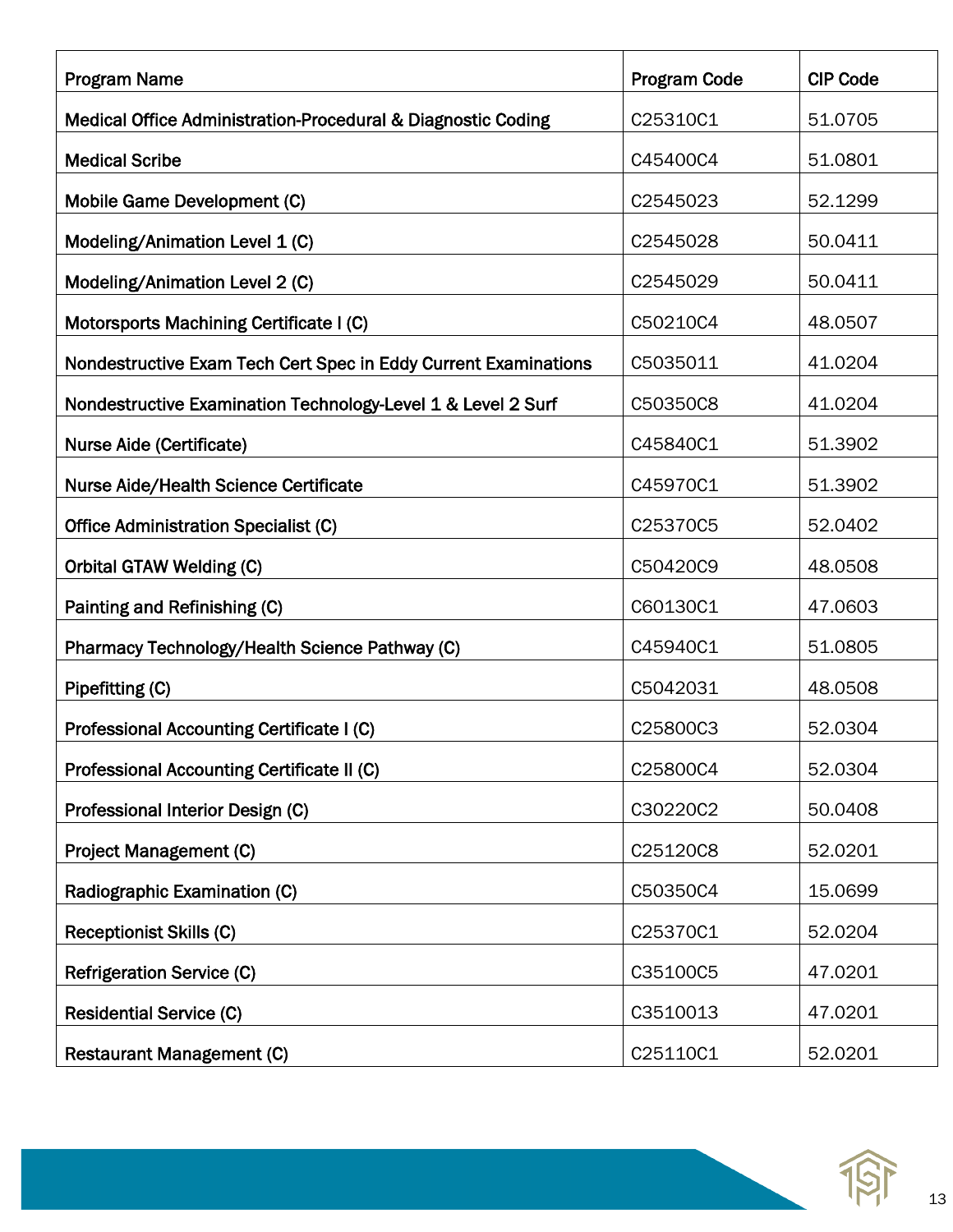| Program Name | Program Code | CIP Code |
|---|---|---|
| Medical Office Administration-Procedural & Diagnostic Coding | C25310C1 | 51.0705 |
| Medical Scribe | C45400C4 | 51.0801 |
| Mobile Game Development (C) | C2545023 | 52.1299 |
| Modeling/Animation Level 1 (C) | C2545028 | 50.0411 |
| Modeling/Animation Level 2 (C) | C2545029 | 50.0411 |
| Motorsports Machining Certificate I (C) | C50210C4 | 48.0507 |
| Nondestructive Exam Tech Cert Spec in Eddy Current Examinations | C5035011 | 41.0204 |
| Nondestructive Examination Technology-Level 1 & Level 2 Surf | C50350C8 | 41.0204 |
| Nurse Aide (Certificate) | C45840C1 | 51.3902 |
| Nurse Aide/Health Science Certificate | C45970C1 | 51.3902 |
| Office Administration Specialist (C) | C25370C5 | 52.0402 |
| Orbital GTAW Welding (C) | C50420C9 | 48.0508 |
| Painting and Refinishing (C) | C60130C1 | 47.0603 |
| Pharmacy Technology/Health Science Pathway (C) | C45940C1 | 51.0805 |
| Pipefitting (C) | C5042031 | 48.0508 |
| Professional Accounting Certificate I (C) | C25800C3 | 52.0304 |
| Professional Accounting Certificate II (C) | C25800C4 | 52.0304 |
| Professional Interior Design (C) | C30220C2 | 50.0408 |
| Project Management (C) | C25120C8 | 52.0201 |
| Radiographic Examination (C) | C50350C4 | 15.0699 |
| Receptionist Skills (C) | C25370C1 | 52.0204 |
| Refrigeration Service (C) | C35100C5 | 47.0201 |
| Residential Service (C) | C3510013 | 47.0201 |
| Restaurant Management (C) | C25110C1 | 52.0201 |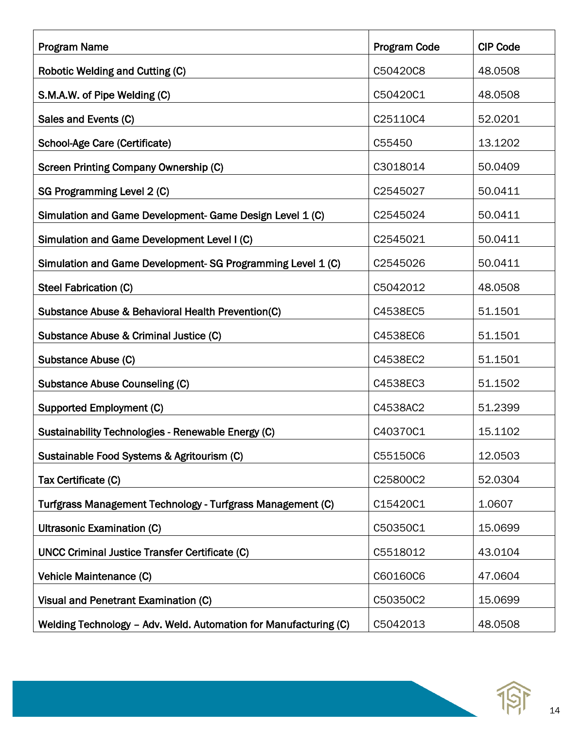| Program Name | Program Code | CIP Code |
|---|---|---|
| Robotic Welding and Cutting (C) | C50420C8 | 48.0508 |
| S.M.A.W. of Pipe Welding (C) | C50420C1 | 48.0508 |
| Sales and Events (C) | C25110C4 | 52.0201 |
| School-Age Care (Certificate) | C55450 | 13.1202 |
| Screen Printing Company Ownership (C) | C3018014 | 50.0409 |
| SG Programming Level 2 (C) | C2545027 | 50.0411 |
| Simulation and Game Development- Game Design Level 1 (C) | C2545024 | 50.0411 |
| Simulation and Game Development Level I (C) | C2545021 | 50.0411 |
| Simulation and Game Development- SG Programming Level 1 (C) | C2545026 | 50.0411 |
| Steel Fabrication (C) | C5042012 | 48.0508 |
| Substance Abuse & Behavioral Health Prevention(C) | C4538EC5 | 51.1501 |
| Substance Abuse & Criminal Justice (C) | C4538EC6 | 51.1501 |
| Substance Abuse (C) | C4538EC2 | 51.1501 |
| Substance Abuse Counseling (C) | C4538EC3 | 51.1502 |
| Supported Employment (C) | C4538AC2 | 51.2399 |
| Sustainability Technologies - Renewable Energy (C) | C40370C1 | 15.1102 |
| Sustainable Food Systems & Agritourism (C) | C55150C6 | 12.0503 |
| Tax Certificate (C) | C25800C2 | 52.0304 |
| Turfgrass Management Technology - Turfgrass Management (C) | C15420C1 | 1.0607 |
| Ultrasonic Examination (C) | C50350C1 | 15.0699 |
| UNCC Criminal Justice Transfer Certificate (C) | C5518012 | 43.0104 |
| Vehicle Maintenance (C) | C60160C6 | 47.0604 |
| Visual and Penetrant Examination (C) | C50350C2 | 15.0699 |
| Welding Technology – Adv. Weld. Automation for Manufacturing (C) | C5042013 | 48.0508 |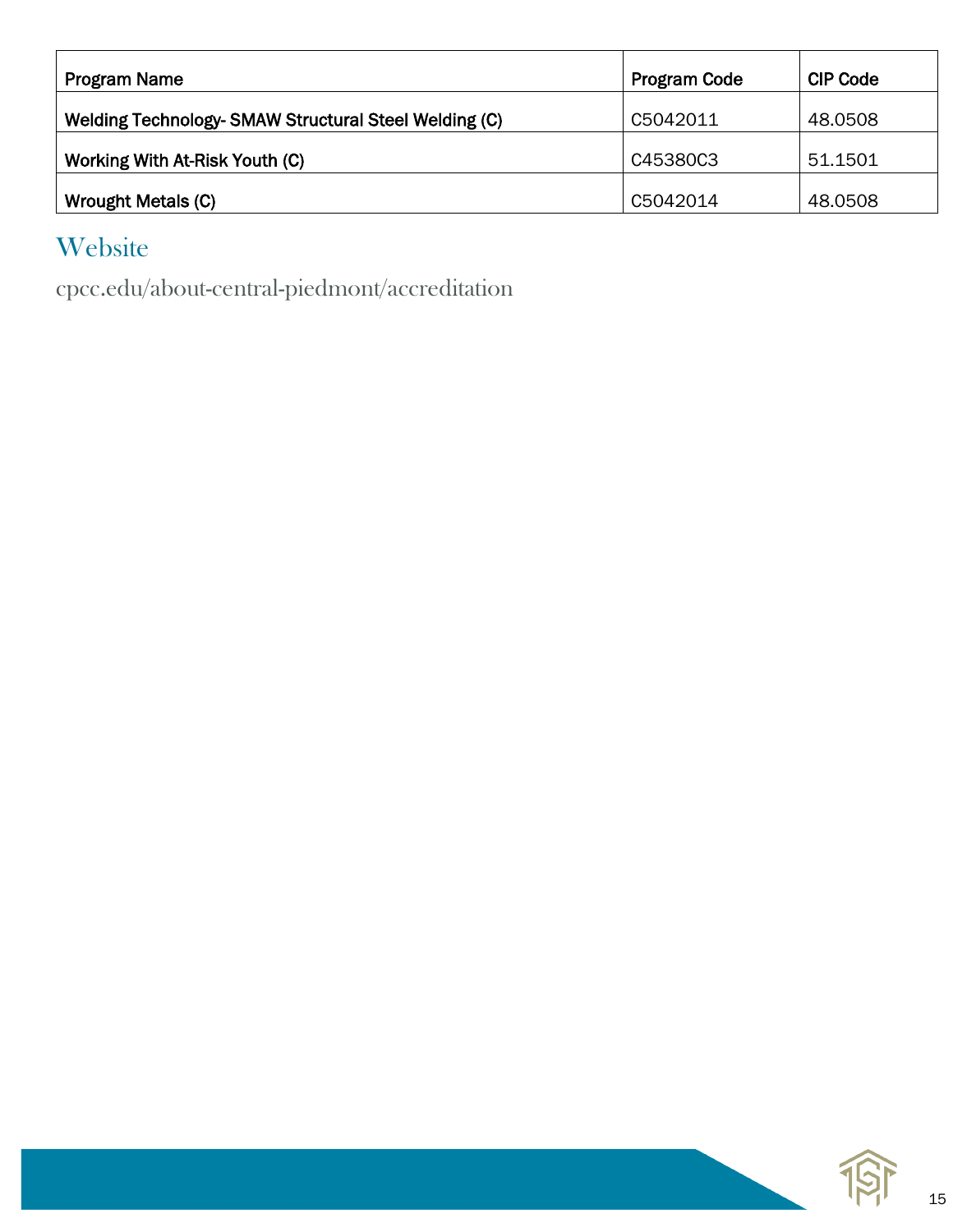| Program Name | Program Code | CIP Code |
| --- | --- | --- |
| Welding Technology- SMAW Structural Steel Welding (C) | C5042011 | 48.0508 |
| Working With At-Risk Youth (C) | C45380C3 | 51.1501 |
| Wrought Metals (C) | C5042014 | 48.0508 |

## Website

cpcc.edu/about-central-piedmont/accreditation